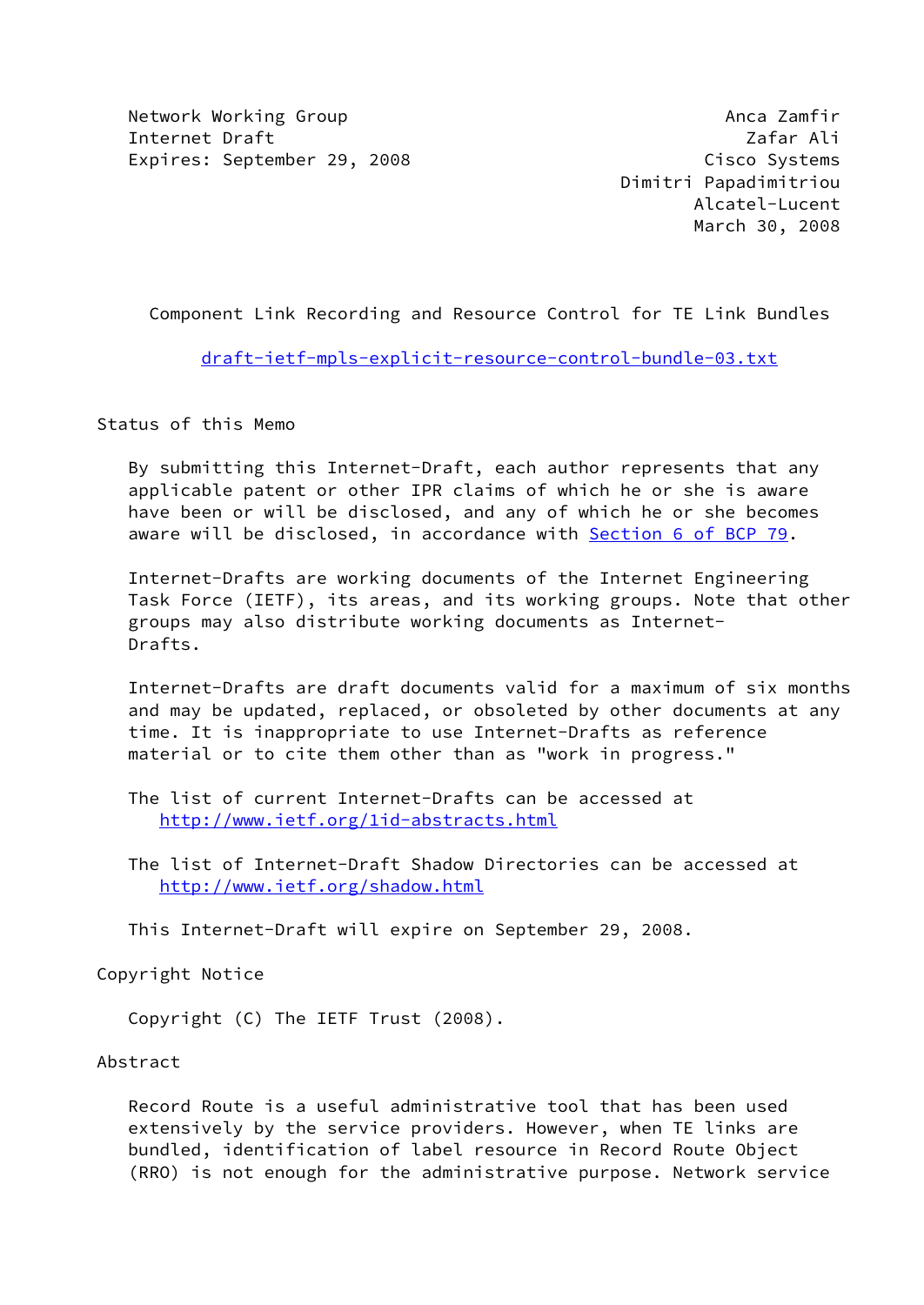Network Working Group                                    Anca Zamfir
Internet Draft                                             Zafar Ali
Expires: September 29, 2008                            Cisco Systems
                                                Dimitri Papadimitriou
                                                       Alcatel-Lucent
                                                       March 30, 2008

# Component Link Recording and Resource Control for TE Link Bundles

draft-ietf-mpls-explicit-resource-control-bundle-03.txt

## Status of this Memo

By submitting this Internet-Draft, each author represents that any applicable patent or other IPR claims of which he or she is aware have been or will be disclosed, and any of which he or she becomes aware will be disclosed, in accordance with Section 6 of BCP 79.

Internet-Drafts are working documents of the Internet Engineering Task Force (IETF), its areas, and its working groups. Note that other groups may also distribute working documents as Internet-Drafts.

Internet-Drafts are draft documents valid for a maximum of six months and may be updated, replaced, or obsoleted by other documents at any time. It is inappropriate to use Internet-Drafts as reference material or to cite them other than as "work in progress."

The list of current Internet-Drafts can be accessed at http://www.ietf.org/1id-abstracts.html

The list of Internet-Draft Shadow Directories can be accessed at http://www.ietf.org/shadow.html

This Internet-Draft will expire on September 29, 2008.

## Copyright Notice

Copyright (C) The IETF Trust (2008).

## Abstract

Record Route is a useful administrative tool that has been used extensively by the service providers. However, when TE links are bundled, identification of label resource in Record Route Object (RRO) is not enough for the administrative purpose. Network service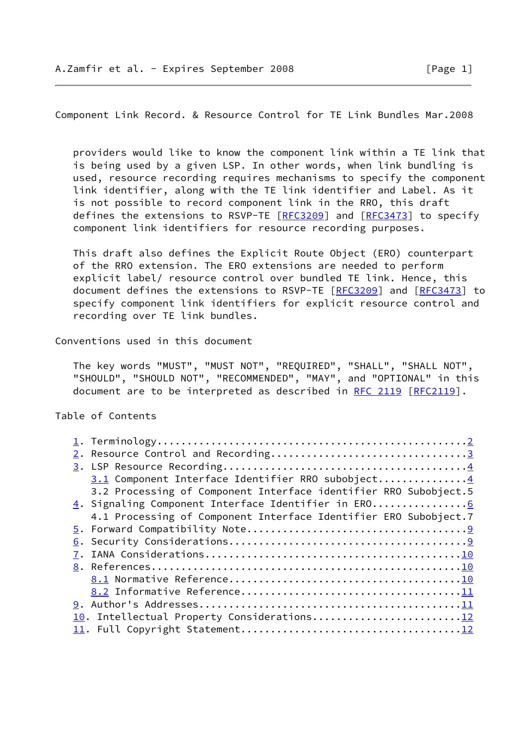providers would like to know the component link within a TE link that is being used by a given LSP. In other words, when link bundling is used, resource recording requires mechanisms to specify the component link identifier, along with the TE link identifier and Label. As it is not possible to record component link in the RRO, this draft defines the extensions to RSVP-TE [RFC3209] and [RFC3473] to specify component link identifiers for resource recording purposes.

This draft also defines the Explicit Route Object (ERO) counterpart of the RRO extension. The ERO extensions are needed to perform explicit label/ resource control over bundled TE link. Hence, this document defines the extensions to RSVP-TE [RFC3209] and [RFC3473] to specify component link identifiers for explicit resource control and recording over TE link bundles.

## Conventions used in this document

The key words "MUST", "MUST NOT", "REQUIRED", "SHALL", "SHALL NOT", "SHOULD", "SHOULD NOT", "RECOMMENDED", "MAY", and "OPTIONAL" in this document are to be interpreted as described in RFC 2119 [RFC2119].

## Table of Contents

```
1. Terminology...................................................2
2. Resource Control and Recording................................3
3. LSP Resource Recording........................................4
   3.1 Component Interface Identifier RRO subobject...............4
   3.2 Processing of Component Interface identifier RRO Subobject.5
4. Signaling Component Interface Identifier in ERO................6
   4.1 Processing of Component Interface Identifier ERO Subobject.7
5. Forward Compatibility Note....................................9
6. Security Considerations.......................................9
7. IANA Considerations..........................................10
8. References...................................................10
   8.1 Normative Reference......................................10
   8.2 Informative Reference....................................11
9. Author's Addresses...........................................11
10. Intellectual Property Considerations........................12
11. Full Copyright Statement....................................12
```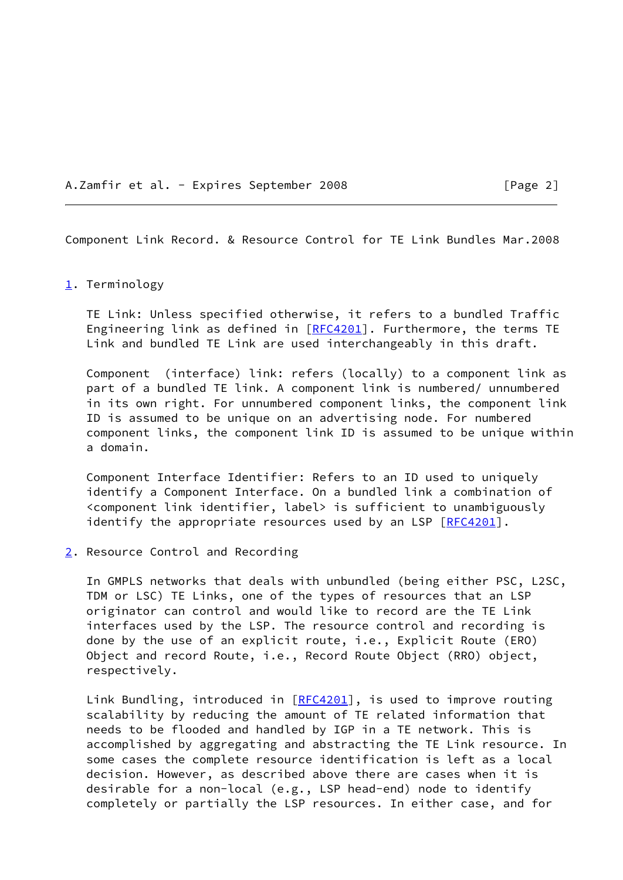## 1. Terminology

TE Link: Unless specified otherwise, it refers to a bundled Traffic Engineering link as defined in [RFC4201]. Furthermore, the terms TE Link and bundled TE Link are used interchangeably in this draft.

Component (interface) link: refers (locally) to a component link as part of a bundled TE link. A component link is numbered/ unnumbered in its own right. For unnumbered component links, the component link ID is assumed to be unique on an advertising node. For numbered component links, the component link ID is assumed to be unique within a domain.

Component Interface Identifier: Refers to an ID used to uniquely identify a Component Interface. On a bundled link a combination of <component link identifier, label> is sufficient to unambiguously identify the appropriate resources used by an LSP [RFC4201].

## 2. Resource Control and Recording

In GMPLS networks that deals with unbundled (being either PSC, L2SC, TDM or LSC) TE Links, one of the types of resources that an LSP originator can control and would like to record are the TE Link interfaces used by the LSP. The resource control and recording is done by the use of an explicit route, i.e., Explicit Route (ERO) Object and record Route, i.e., Record Route Object (RRO) object, respectively.

Link Bundling, introduced in [RFC4201], is used to improve routing scalability by reducing the amount of TE related information that needs to be flooded and handled by IGP in a TE network. This is accomplished by aggregating and abstracting the TE Link resource. In some cases the complete resource identification is left as a local decision. However, as described above there are cases when it is desirable for a non-local (e.g., LSP head-end) node to identify completely or partially the LSP resources. In either case, and for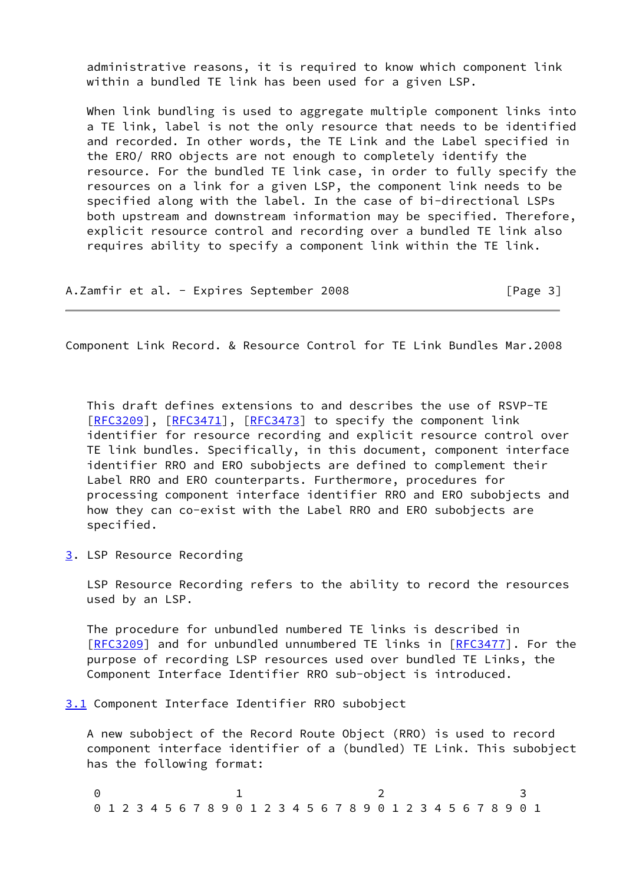administrative reasons, it is required to know which component link within a bundled TE link has been used for a given LSP.

When link bundling is used to aggregate multiple component links into a TE link, label is not the only resource that needs to be identified and recorded. In other words, the TE Link and the Label specified in the ERO/ RRO objects are not enough to completely identify the resource. For the bundled TE link case, in order to fully specify the resources on a link for a given LSP, the component link needs to be specified along with the label. In the case of bi-directional LSPs both upstream and downstream information may be specified. Therefore, explicit resource control and recording over a bundled TE link also requires ability to specify a component link within the TE link.

This draft defines extensions to and describes the use of RSVP-TE [RFC3209], [RFC3471], [RFC3473] to specify the component link identifier for resource recording and explicit resource control over TE link bundles. Specifically, in this document, component interface identifier RRO and ERO subobjects are defined to complement their Label RRO and ERO counterparts. Furthermore, procedures for processing component interface identifier RRO and ERO subobjects and how they can co-exist with the Label RRO and ERO subobjects are specified.

## 3. LSP Resource Recording

LSP Resource Recording refers to the ability to record the resources used by an LSP.

The procedure for unbundled numbered TE links is described in [RFC3209] and for unbundled unnumbered TE links in [RFC3477]. For the purpose of recording LSP resources used over bundled TE Links, the Component Interface Identifier RRO sub-object is introduced.

### 3.1 Component Interface Identifier RRO subobject

A new subobject of the Record Route Object (RRO) is used to record component interface identifier of a (bundled) TE Link. This subobject has the following format:

```
 0                   1                   2                   3
 0 1 2 3 4 5 6 7 8 9 0 1 2 3 4 5 6 7 8 9 0 1 2 3 4 5 6 7 8 9 0 1
```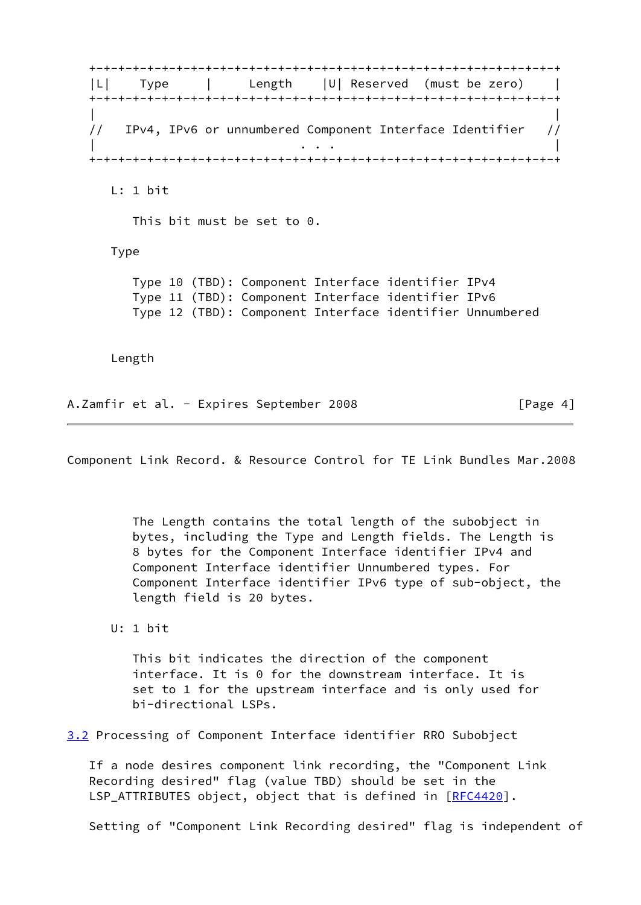```
+-+-+-+-+-+-+-+-+-+-+-+-+-+-+-+-+-+-+-+-+-+-+-+-+-+-+-+-+-+-+-+-+
|L|    Type     |     Length    |U| Reserved  (must be zero)    |
+-+-+-+-+-+-+-+-+-+-+-+-+-+-+-+-+-+-+-+-+-+-+-+-+-+-+-+-+-+-+-+-+
|                                                               |
//   IPv4, IPv6 or unnumbered Component Interface Identifier   //
|                             . . .                             |
+-+-+-+-+-+-+-+-+-+-+-+-+-+-+-+-+-+-+-+-+-+-+-+-+-+-+-+-+-+-+-+-+
```

L: 1 bit

This bit must be set to 0.

Type

Type 10 (TBD): Component Interface identifier IPv4
Type 11 (TBD): Component Interface identifier IPv6
Type 12 (TBD): Component Interface identifier Unnumbered

Length

The Length contains the total length of the subobject in bytes, including the Type and Length fields. The Length is 8 bytes for the Component Interface identifier IPv4 and Component Interface identifier Unnumbered types. For Component Interface identifier IPv6 type of sub-object, the length field is 20 bytes.

U: 1 bit

This bit indicates the direction of the component interface. It is 0 for the downstream interface. It is set to 1 for the upstream interface and is only used for bi-directional LSPs.

### 3.2 Processing of Component Interface identifier RRO Subobject

If a node desires component link recording, the "Component Link Recording desired" flag (value TBD) should be set in the LSP_ATTRIBUTES object, object that is defined in [RFC4420].

Setting of "Component Link Recording desired" flag is independent of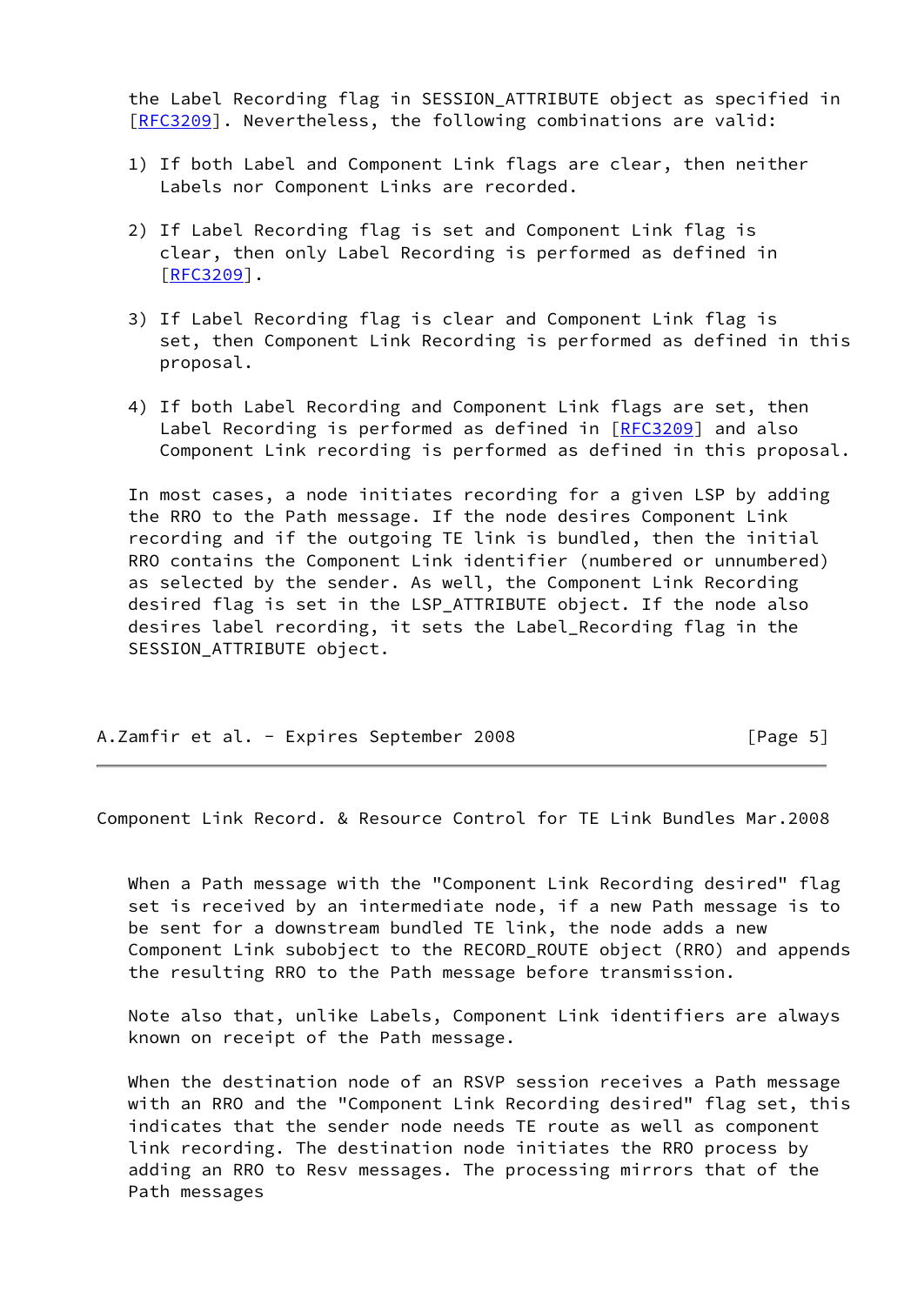the Label Recording flag in SESSION_ATTRIBUTE object as specified in [RFC3209]. Nevertheless, the following combinations are valid:

1) If both Label and Component Link flags are clear, then neither Labels nor Component Links are recorded.

2) If Label Recording flag is set and Component Link flag is clear, then only Label Recording is performed as defined in [RFC3209].

3) If Label Recording flag is clear and Component Link flag is set, then Component Link Recording is performed as defined in this proposal.

4) If both Label Recording and Component Link flags are set, then Label Recording is performed as defined in [RFC3209] and also Component Link recording is performed as defined in this proposal.

In most cases, a node initiates recording for a given LSP by adding the RRO to the Path message. If the node desires Component Link recording and if the outgoing TE link is bundled, then the initial RRO contains the Component Link identifier (numbered or unnumbered) as selected by the sender. As well, the Component Link Recording desired flag is set in the LSP_ATTRIBUTE object. If the node also desires label recording, it sets the Label_Recording flag in the SESSION_ATTRIBUTE object.

When a Path message with the "Component Link Recording desired" flag set is received by an intermediate node, if a new Path message is to be sent for a downstream bundled TE link, the node adds a new Component Link subobject to the RECORD_ROUTE object (RRO) and appends the resulting RRO to the Path message before transmission.

Note also that, unlike Labels, Component Link identifiers are always known on receipt of the Path message.

When the destination node of an RSVP session receives a Path message with an RRO and the "Component Link Recording desired" flag set, this indicates that the sender node needs TE route as well as component link recording. The destination node initiates the RRO process by adding an RRO to Resv messages. The processing mirrors that of the Path messages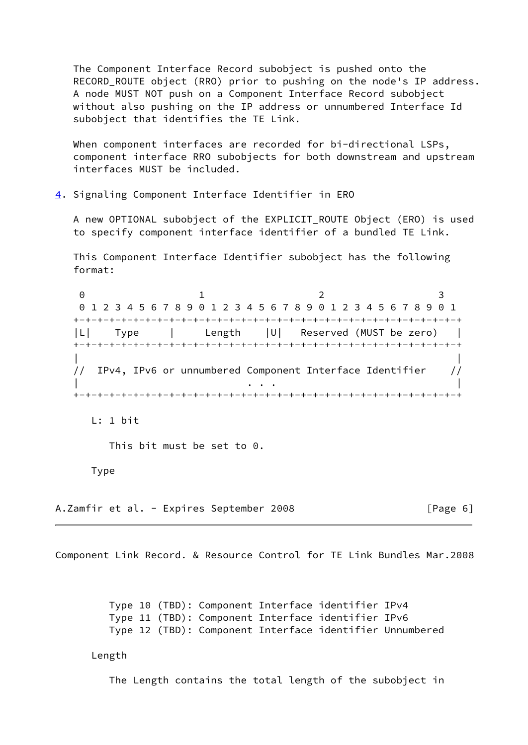The Component Interface Record subobject is pushed onto the RECORD_ROUTE object (RRO) prior to pushing on the node's IP address. A node MUST NOT push on a Component Interface Record subobject without also pushing on the IP address or unnumbered Interface Id subobject that identifies the TE Link.

When component interfaces are recorded for bi-directional LSPs, component interface RRO subobjects for both downstream and upstream interfaces MUST be included.

## 4. Signaling Component Interface Identifier in ERO

A new OPTIONAL subobject of the EXPLICIT_ROUTE Object (ERO) is used to specify component interface identifier of a bundled TE Link.

This Component Interface Identifier subobject has the following format:

```
 0                   1                   2                   3
 0 1 2 3 4 5 6 7 8 9 0 1 2 3 4 5 6 7 8 9 0 1 2 3 4 5 6 7 8 9 0 1
+-+-+-+-+-+-+-+-+-+-+-+-+-+-+-+-+-+-+-+-+-+-+-+-+-+-+-+-+-+-+-+-+
|L|    Type     |     Length    |U|   Reserved (MUST be zero)   |
+-+-+-+-+-+-+-+-+-+-+-+-+-+-+-+-+-+-+-+-+-+-+-+-+-+-+-+-+-+-+-+-+
|                                                               |
//  IPv4, IPv6 or unnumbered Component Interface Identifier    //
|                            . . .                              |
+-+-+-+-+-+-+-+-+-+-+-+-+-+-+-+-+-+-+-+-+-+-+-+-+-+-+-+-+-+-+-+-+
```

L: 1 bit

This bit must be set to 0.

Type

Type 10 (TBD): Component Interface identifier IPv4
Type 11 (TBD): Component Interface identifier IPv6
Type 12 (TBD): Component Interface identifier Unnumbered

Length

The Length contains the total length of the subobject in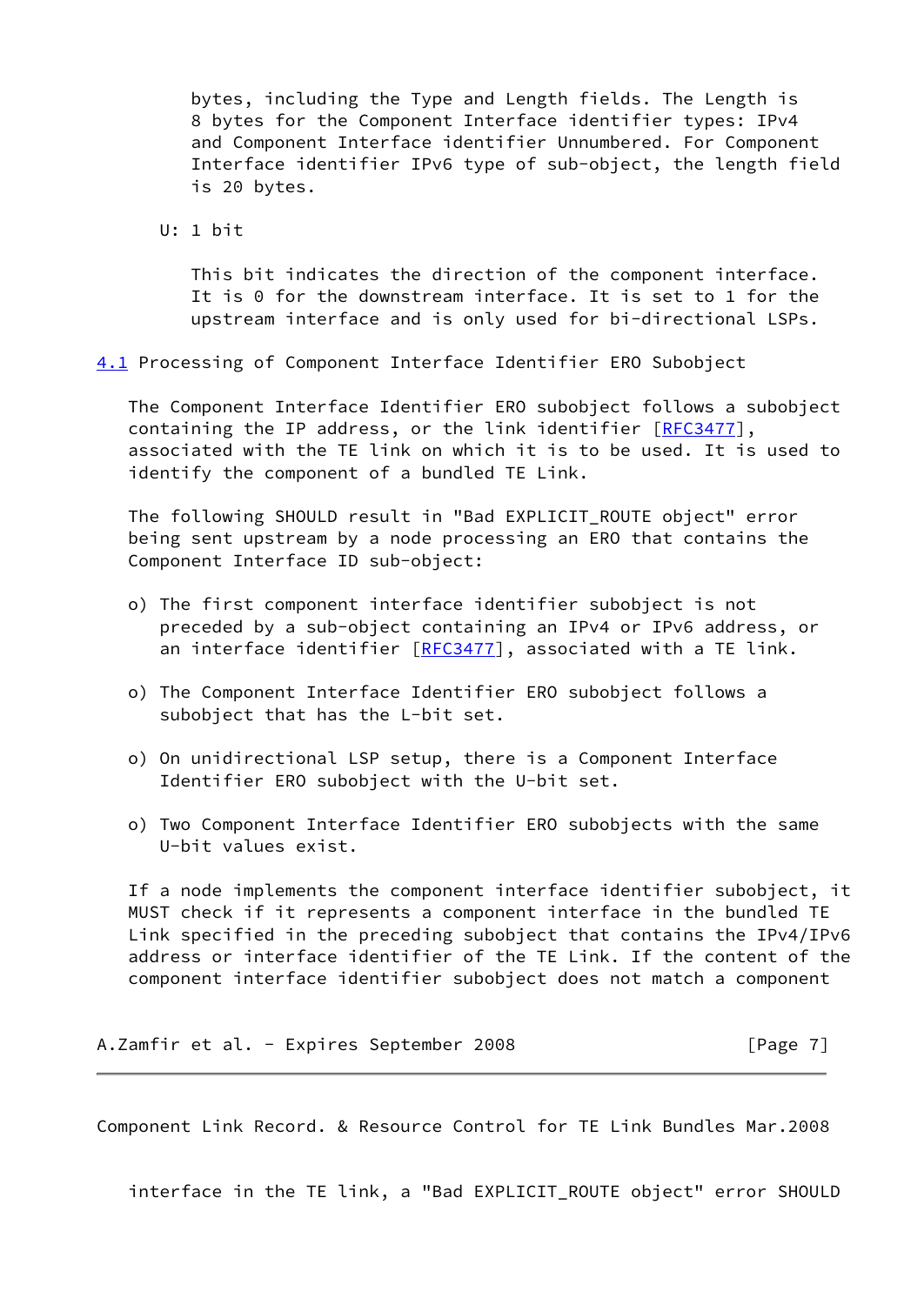bytes, including the Type and Length fields. The Length is 8 bytes for the Component Interface identifier types: IPv4 and Component Interface identifier Unnumbered. For Component Interface identifier IPv6 type of sub-object, the length field is 20 bytes.

U: 1 bit

This bit indicates the direction of the component interface. It is 0 for the downstream interface. It is set to 1 for the upstream interface and is only used for bi-directional LSPs.

## 4.1 Processing of Component Interface Identifier ERO Subobject

The Component Interface Identifier ERO subobject follows a subobject containing the IP address, or the link identifier [RFC3477], associated with the TE link on which it is to be used. It is used to identify the component of a bundled TE Link.

The following SHOULD result in "Bad EXPLICIT_ROUTE object" error being sent upstream by a node processing an ERO that contains the Component Interface ID sub-object:

- o) The first component interface identifier subobject is not preceded by a sub-object containing an IPv4 or IPv6 address, or an interface identifier [RFC3477], associated with a TE link.
- o) The Component Interface Identifier ERO subobject follows a subobject that has the L-bit set.
- o) On unidirectional LSP setup, there is a Component Interface Identifier ERO subobject with the U-bit set.
- o) Two Component Interface Identifier ERO subobjects with the same U-bit values exist.

If a node implements the component interface identifier subobject, it MUST check if it represents a component interface in the bundled TE Link specified in the preceding subobject that contains the IPv4/IPv6 address or interface identifier of the TE Link. If the content of the component interface identifier subobject does not match a component interface in the TE link, a "Bad EXPLICIT_ROUTE object" error SHOULD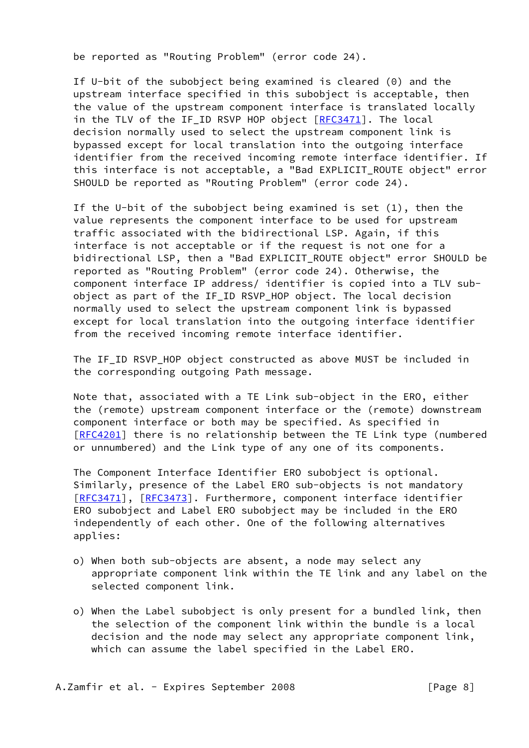be reported as "Routing Problem" (error code 24).

If U-bit of the subobject being examined is cleared (0) and the upstream interface specified in this subobject is acceptable, then the value of the upstream component interface is translated locally in the TLV of the IF_ID RSVP HOP object [RFC3471]. The local decision normally used to select the upstream component link is bypassed except for local translation into the outgoing interface identifier from the received incoming remote interface identifier. If this interface is not acceptable, a "Bad EXPLICIT_ROUTE object" error SHOULD be reported as "Routing Problem" (error code 24).

If the U-bit of the subobject being examined is set (1), then the value represents the component interface to be used for upstream traffic associated with the bidirectional LSP. Again, if this interface is not acceptable or if the request is not one for a bidirectional LSP, then a "Bad EXPLICIT_ROUTE object" error SHOULD be reported as "Routing Problem" (error code 24). Otherwise, the component interface IP address/ identifier is copied into a TLV sub-object as part of the IF_ID RSVP_HOP object. The local decision normally used to select the upstream component link is bypassed except for local translation into the outgoing interface identifier from the received incoming remote interface identifier.

The IF_ID RSVP_HOP object constructed as above MUST be included in the corresponding outgoing Path message.

Note that, associated with a TE Link sub-object in the ERO, either the (remote) upstream component interface or the (remote) downstream component interface or both may be specified. As specified in [RFC4201] there is no relationship between the TE Link type (numbered or unnumbered) and the Link type of any one of its components.

The Component Interface Identifier ERO subobject is optional. Similarly, presence of the Label ERO sub-objects is not mandatory [RFC3471], [RFC3473]. Furthermore, component interface identifier ERO subobject and Label ERO subobject may be included in the ERO independently of each other. One of the following alternatives applies:

- o) When both sub-objects are absent, a node may select any appropriate component link within the TE link and any label on the selected component link.

- o) When the Label subobject is only present for a bundled link, then the selection of the component link within the bundle is a local decision and the node may select any appropriate component link, which can assume the label specified in the Label ERO.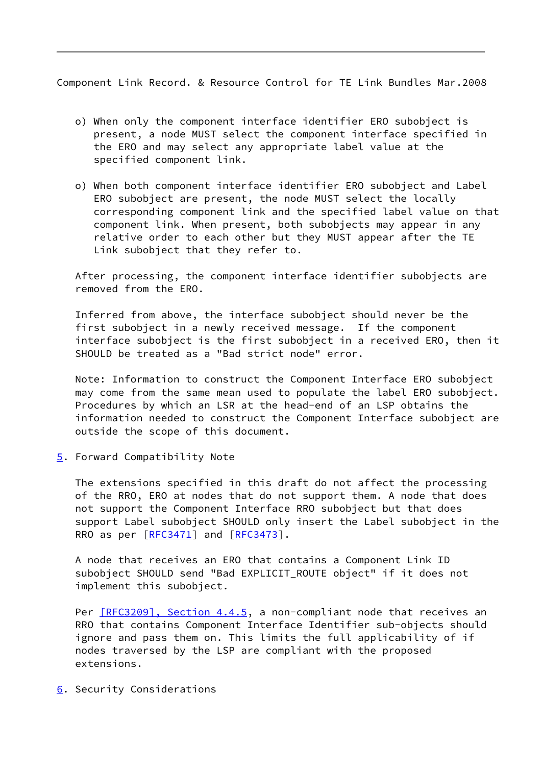- o) When only the component interface identifier ERO subobject is present, a node MUST select the component interface specified in the ERO and may select any appropriate label value at the specified component link.

- o) When both component interface identifier ERO subobject and Label ERO subobject are present, the node MUST select the locally corresponding component link and the specified label value on that component link. When present, both subobjects may appear in any relative order to each other but they MUST appear after the TE Link subobject that they refer to.

After processing, the component interface identifier subobjects are removed from the ERO.

Inferred from above, the interface subobject should never be the first subobject in a newly received message. If the component interface subobject is the first subobject in a received ERO, then it SHOULD be treated as a "Bad strict node" error.

Note: Information to construct the Component Interface ERO subobject may come from the same mean used to populate the label ERO subobject. Procedures by which an LSR at the head-end of an LSP obtains the information needed to construct the Component Interface subobject are outside the scope of this document.

## 5. Forward Compatibility Note

The extensions specified in this draft do not affect the processing of the RRO, ERO at nodes that do not support them. A node that does not support the Component Interface RRO subobject but that does support Label subobject SHOULD only insert the Label subobject in the RRO as per [RFC3471] and [RFC3473].

A node that receives an ERO that contains a Component Link ID subobject SHOULD send "Bad EXPLICIT_ROUTE object" if it does not implement this subobject.

Per [RFC3209], Section 4.4.5, a non-compliant node that receives an RRO that contains Component Interface Identifier sub-objects should ignore and pass them on. This limits the full applicability of if nodes traversed by the LSP are compliant with the proposed extensions.

## 6. Security Considerations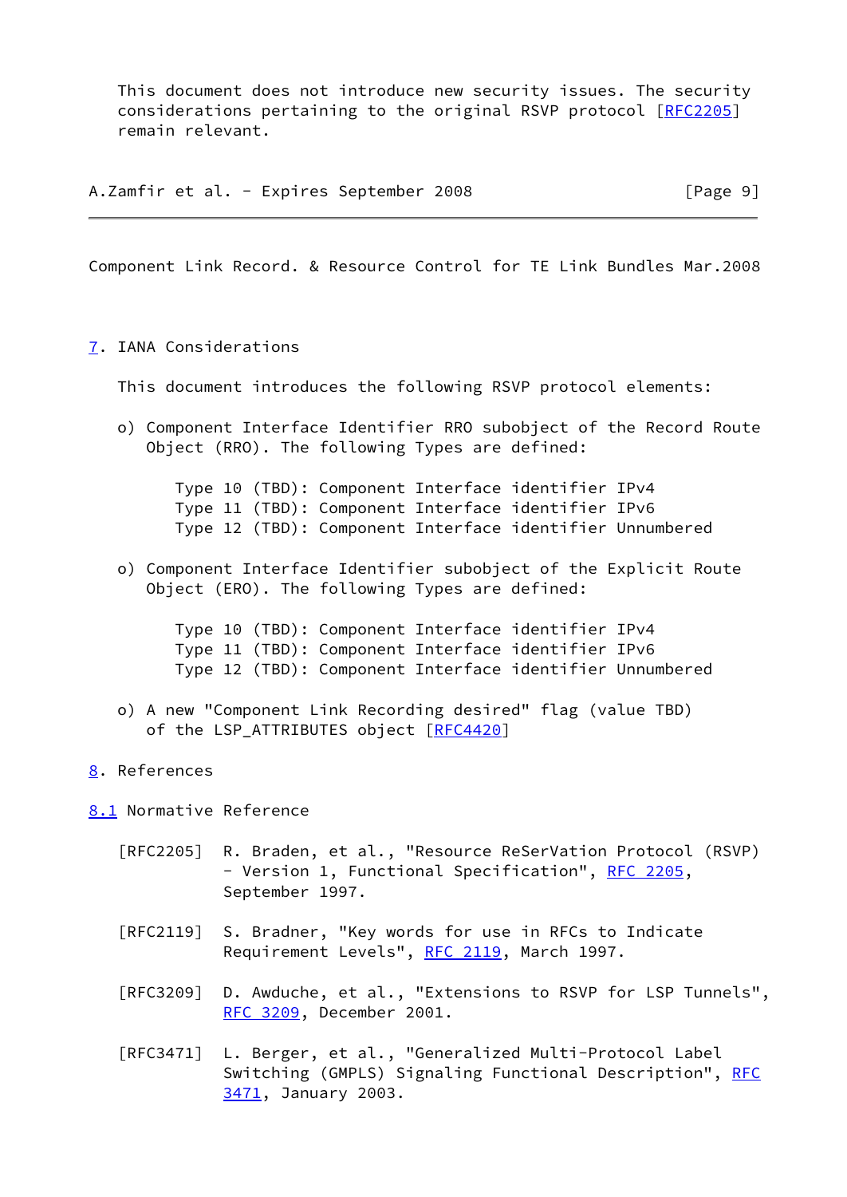This document does not introduce new security issues. The security considerations pertaining to the original RSVP protocol [RFC2205] remain relevant.

## 7. IANA Considerations

This document introduces the following RSVP protocol elements:

o) Component Interface Identifier RRO subobject of the Record Route Object (RRO). The following Types are defined:

```
Type 10 (TBD): Component Interface identifier IPv4
Type 11 (TBD): Component Interface identifier IPv6
Type 12 (TBD): Component Interface identifier Unnumbered
```

o) Component Interface Identifier subobject of the Explicit Route Object (ERO). The following Types are defined:

```
Type 10 (TBD): Component Interface identifier IPv4
Type 11 (TBD): Component Interface identifier IPv6
Type 12 (TBD): Component Interface identifier Unnumbered
```

o) A new "Component Link Recording desired" flag (value TBD) of the LSP_ATTRIBUTES object [RFC4420]

## 8. References

### 8.1 Normative Reference

[RFC2205] R. Braden, et al., "Resource ReSerVation Protocol (RSVP) - Version 1, Functional Specification", RFC 2205, September 1997.

[RFC2119] S. Bradner, "Key words for use in RFCs to Indicate Requirement Levels", RFC 2119, March 1997.

[RFC3209] D. Awduche, et al., "Extensions to RSVP for LSP Tunnels", RFC 3209, December 2001.

[RFC3471] L. Berger, et al., "Generalized Multi-Protocol Label Switching (GMPLS) Signaling Functional Description", RFC 3471, January 2003.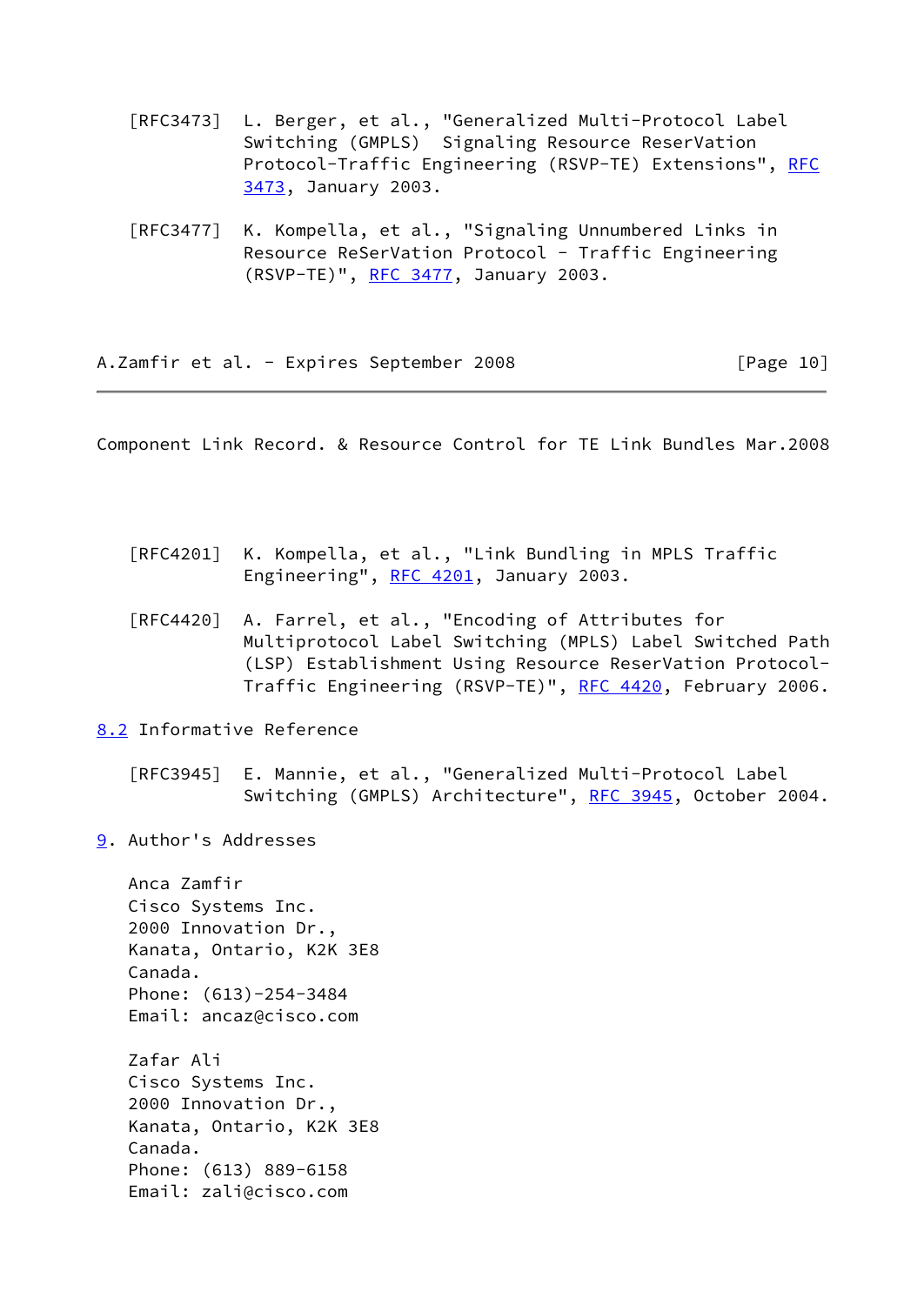[RFC3473] L. Berger, et al., "Generalized Multi-Protocol Label Switching (GMPLS) Signaling Resource ReserVation Protocol-Traffic Engineering (RSVP-TE) Extensions", RFC 3473, January 2003.

[RFC3477] K. Kompella, et al., "Signaling Unnumbered Links in Resource ReSerVation Protocol - Traffic Engineering (RSVP-TE)", RFC 3477, January 2003.

[RFC4201] K. Kompella, et al., "Link Bundling in MPLS Traffic Engineering", RFC 4201, January 2003.

[RFC4420] A. Farrel, et al., "Encoding of Attributes for Multiprotocol Label Switching (MPLS) Label Switched Path (LSP) Establishment Using Resource ReserVation Protocol-Traffic Engineering (RSVP-TE)", RFC 4420, February 2006.

### 8.2 Informative Reference

[RFC3945] E. Mannie, et al., "Generalized Multi-Protocol Label Switching (GMPLS) Architecture", RFC 3945, October 2004.

## 9. Author's Addresses

Anca Zamfir
Cisco Systems Inc.
2000 Innovation Dr.,
Kanata, Ontario, K2K 3E8
Canada.
Phone: (613)-254-3484
Email: ancaz@cisco.com

Zafar Ali
Cisco Systems Inc.
2000 Innovation Dr.,
Kanata, Ontario, K2K 3E8
Canada.
Phone: (613) 889-6158
Email: zali@cisco.com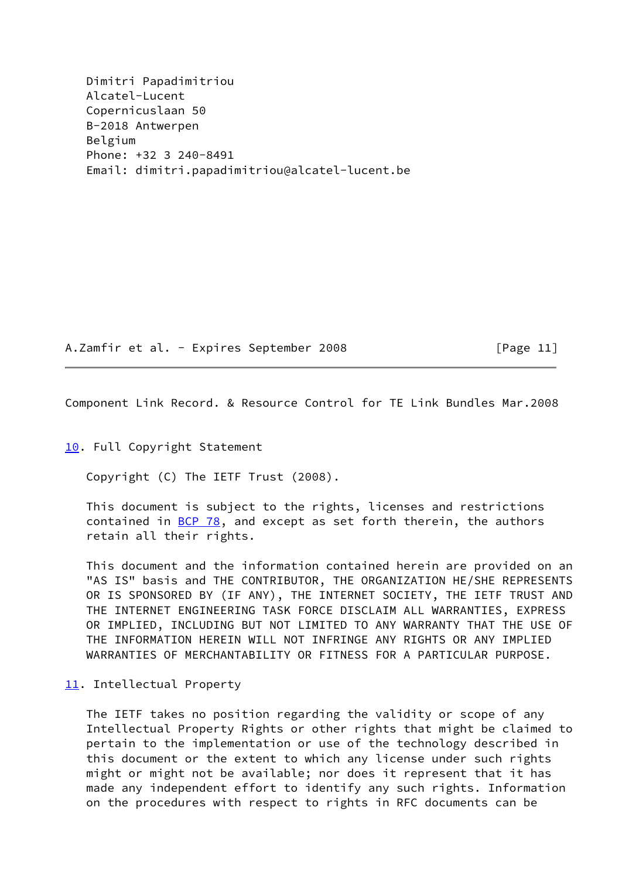Dimitri Papadimitriou
Alcatel-Lucent
Copernicuslaan 50
B-2018 Antwerpen
Belgium
Phone: +32 3 240-8491
Email: dimitri.papadimitriou@alcatel-lucent.be

## 10. Full Copyright Statement

Copyright (C) The IETF Trust (2008).

This document is subject to the rights, licenses and restrictions contained in BCP 78, and except as set forth therein, the authors retain all their rights.

This document and the information contained herein are provided on an "AS IS" basis and THE CONTRIBUTOR, THE ORGANIZATION HE/SHE REPRESENTS OR IS SPONSORED BY (IF ANY), THE INTERNET SOCIETY, THE IETF TRUST AND THE INTERNET ENGINEERING TASK FORCE DISCLAIM ALL WARRANTIES, EXPRESS OR IMPLIED, INCLUDING BUT NOT LIMITED TO ANY WARRANTY THAT THE USE OF THE INFORMATION HEREIN WILL NOT INFRINGE ANY RIGHTS OR ANY IMPLIED WARRANTIES OF MERCHANTABILITY OR FITNESS FOR A PARTICULAR PURPOSE.

## 11. Intellectual Property

The IETF takes no position regarding the validity or scope of any Intellectual Property Rights or other rights that might be claimed to pertain to the implementation or use of the technology described in this document or the extent to which any license under such rights might or might not be available; nor does it represent that it has made any independent effort to identify any such rights. Information on the procedures with respect to rights in RFC documents can be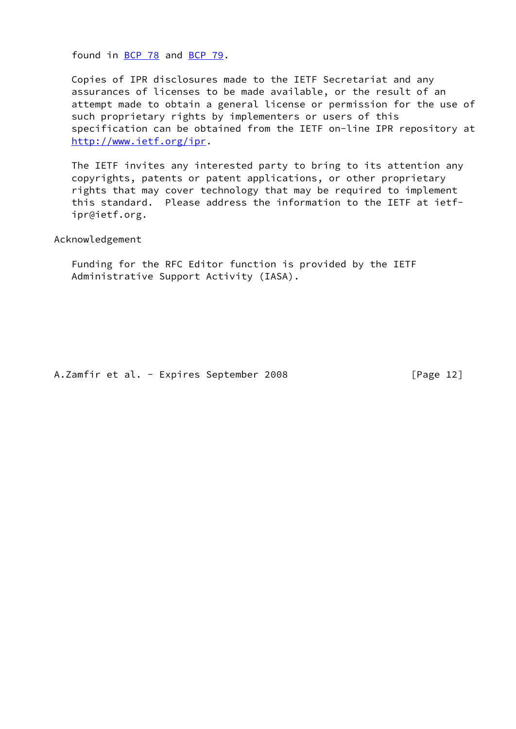found in BCP 78 and BCP 79.

Copies of IPR disclosures made to the IETF Secretariat and any assurances of licenses to be made available, or the result of an attempt made to obtain a general license or permission for the use of such proprietary rights by implementers or users of this specification can be obtained from the IETF on-line IPR repository at http://www.ietf.org/ipr.

The IETF invites any interested party to bring to its attention any copyrights, patents or patent applications, or other proprietary rights that may cover technology that may be required to implement this standard. Please address the information to the IETF at ietf-ipr@ietf.org.

## Acknowledgement

Funding for the RFC Editor function is provided by the IETF Administrative Support Activity (IASA).